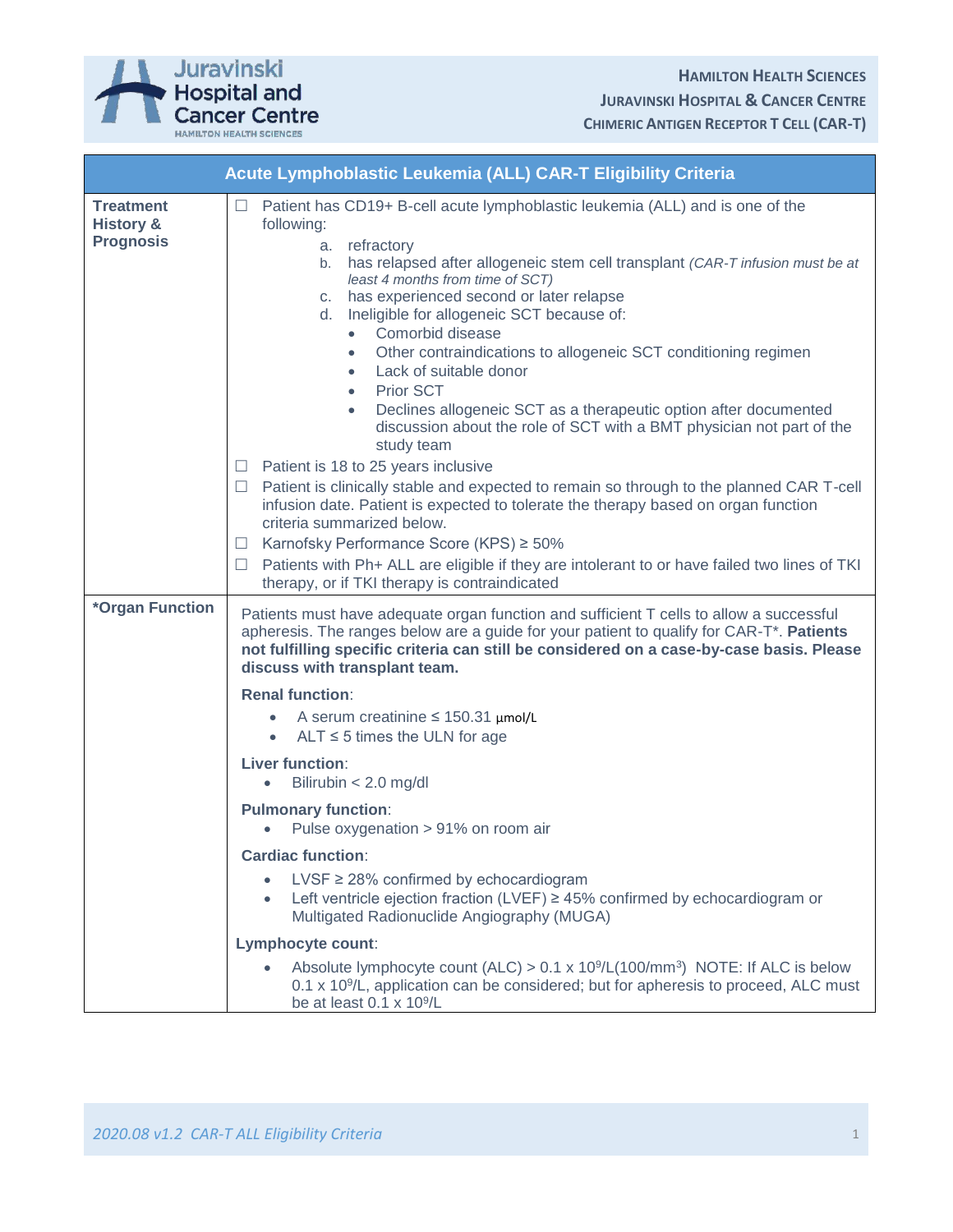# Acute Lymphoblastic Leukemia (ALL) CAR-T Eligibility Criteria

## Treatment History & Prognosis

☐ Patient has CD19+ B-cell acute lymphoblastic leukemia (ALL) and is one of the following:

a. refractory
b. has relapsed after allogeneic stem cell transplant *(CAR-T infusion must be at least 4 months from time of SCT)*
c. has experienced second or later relapse
d. Ineligible for allogeneic SCT because of:
   - Comorbid disease
   - Other contraindications to allogeneic SCT conditioning regimen
   - Lack of suitable donor
   - Prior SCT
   - Declines allogeneic SCT as a therapeutic option after documented discussion about the role of SCT with a BMT physician not part of the study team

☐ Patient is 18 to 25 years inclusive

☐ Patient is clinically stable and expected to remain so through to the planned CAR T-cell infusion date. Patient is expected to tolerate the therapy based on organ function criteria summarized below.

☐ Karnofsky Performance Score (KPS) ≥ 50%

☐ Patients with Ph+ ALL are eligible if they are intolerant to or have failed two lines of TKI therapy, or if TKI therapy is contraindicated

## *Organ Function

Patients must have adequate organ function and sufficient T cells to allow a successful apheresis. The ranges below are a guide for your patient to qualify for CAR-T*. **Patients not fulfilling specific criteria can still be considered on a case-by-case basis. Please discuss with transplant team.**

**Renal function**:

- A serum creatinine ≤ 150.31 μmol/L
- ALT ≤ 5 times the ULN for age

**Liver function**:

- Bilirubin < 2.0 mg/dl

**Pulmonary function**:

- Pulse oxygenation > 91% on room air

**Cardiac function**:

- LVSF ≥ 28% confirmed by echocardiogram
- Left ventricle ejection fraction (LVEF) ≥ 45% confirmed by echocardiogram or Multigated Radionuclide Angiography (MUGA)

**Lymphocyte count**:

- Absolute lymphocyte count (ALC) > 0.1 x $10^9$/L(100/$mm^3$) NOTE: If ALC is below 0.1 x $10^9$/L, application can be considered; but for apheresis to proceed, ALC must be at least 0.1 x $10^9$/L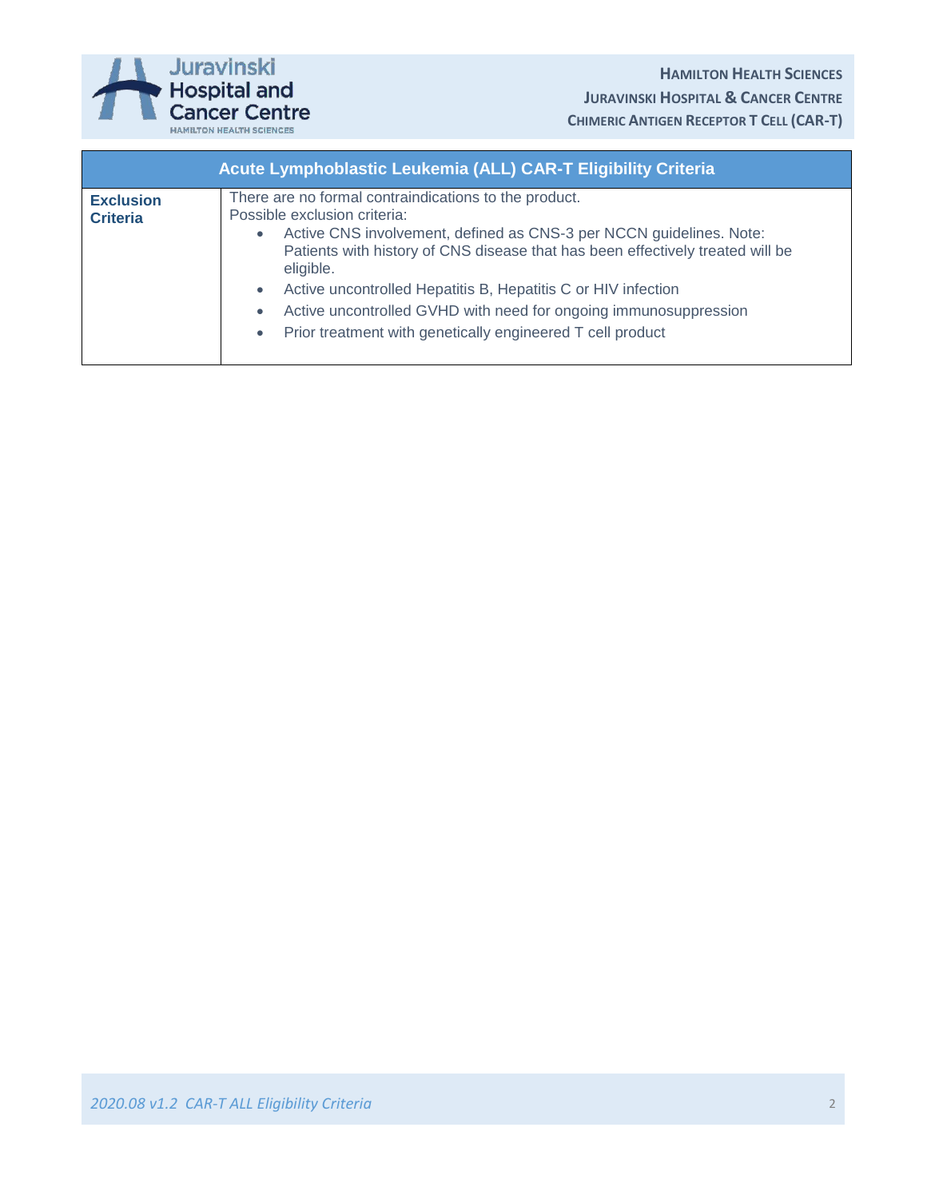| Acute Lymphoblastic Leukemia (ALL) CAR-T Eligibility Criteria | |
|---|---|
| **Exclusion Criteria** | There are no formal contraindications to the product.<br>Possible exclusion criteria:<br>• Active CNS involvement, defined as CNS-3 per NCCN guidelines. Note: Patients with history of CNS disease that has been effectively treated will be eligible.<br>• Active uncontrolled Hepatitis B, Hepatitis C or HIV infection<br>• Active uncontrolled GVHD with need for ongoing immunosuppression<br>• Prior treatment with genetically engineered T cell product |